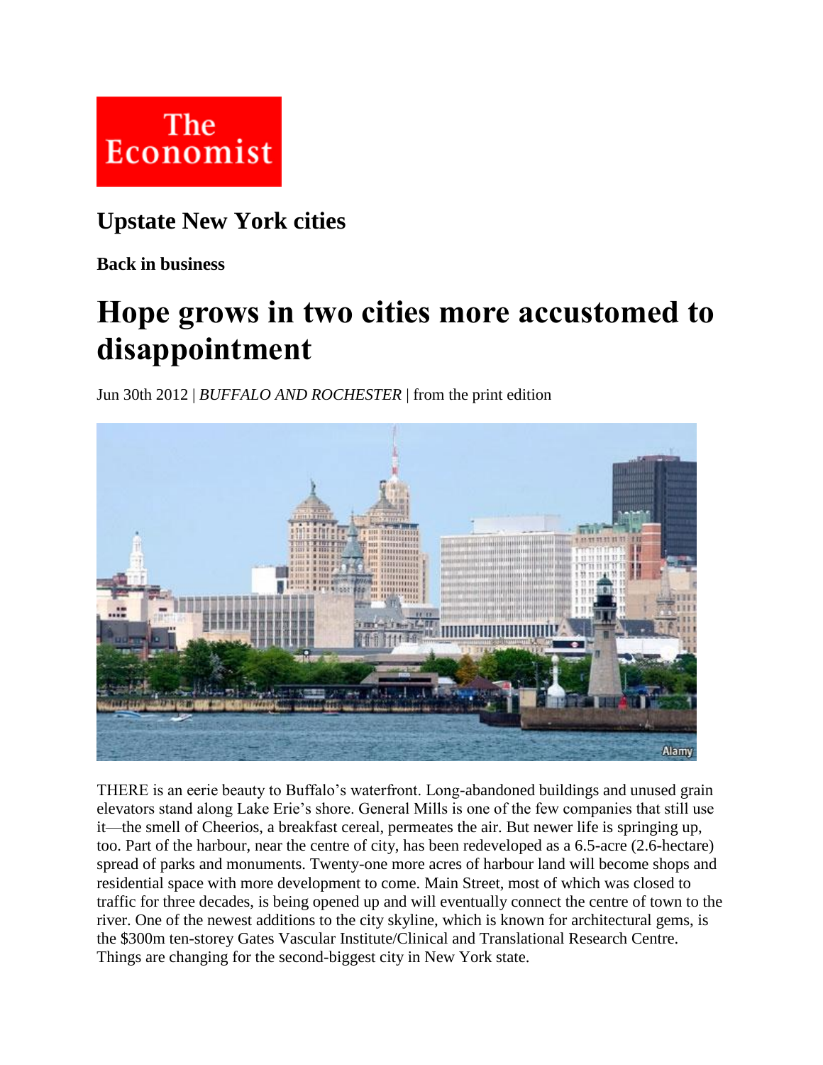**The Economist**

## Upstate New York cities

**Back in business**

# Hope grows in two cities more accustomed to disappointment

Jun 30th 2012 | *BUFFALO AND ROCHESTER* | from the print edition

THERE is an eerie beauty to Buffalo's waterfront. Long-abandoned buildings and unused grain elevators stand along Lake Erie's shore. General Mills is one of the few companies that still use it—the smell of Cheerios, a breakfast cereal, permeates the air. But newer life is springing up, too. Part of the harbour, near the centre of city, has been redeveloped as a 6.5-acre (2.6-hectare) spread of parks and monuments. Twenty-one more acres of harbour land will become shops and residential space with more development to come. Main Street, most of which was closed to traffic for three decades, is being opened up and will eventually connect the centre of town to the river. One of the newest additions to the city skyline, which is known for architectural gems, is the $300m ten-storey Gates Vascular Institute/Clinical and Translational Research Centre. Things are changing for the second-biggest city in New York state.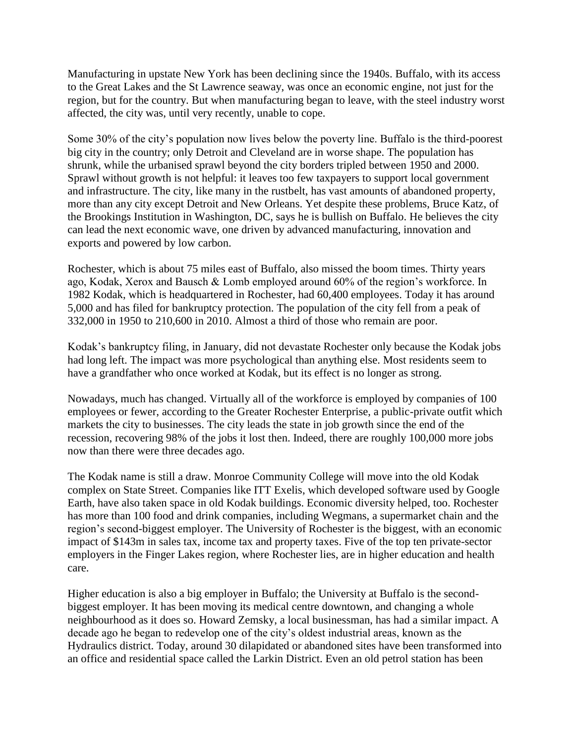Manufacturing in upstate New York has been declining since the 1940s. Buffalo, with its access to the Great Lakes and the St Lawrence seaway, was once an economic engine, not just for the region, but for the country. But when manufacturing began to leave, with the steel industry worst affected, the city was, until very recently, unable to cope.

Some 30% of the city's population now lives below the poverty line. Buffalo is the third-poorest big city in the country; only Detroit and Cleveland are in worse shape. The population has shrunk, while the urbanised sprawl beyond the city borders tripled between 1950 and 2000. Sprawl without growth is not helpful: it leaves too few taxpayers to support local government and infrastructure. The city, like many in the rustbelt, has vast amounts of abandoned property, more than any city except Detroit and New Orleans. Yet despite these problems, Bruce Katz, of the Brookings Institution in Washington, DC, says he is bullish on Buffalo. He believes the city can lead the next economic wave, one driven by advanced manufacturing, innovation and exports and powered by low carbon.

Rochester, which is about 75 miles east of Buffalo, also missed the boom times. Thirty years ago, Kodak, Xerox and Bausch & Lomb employed around 60% of the region's workforce. In 1982 Kodak, which is headquartered in Rochester, had 60,400 employees. Today it has around 5,000 and has filed for bankruptcy protection. The population of the city fell from a peak of 332,000 in 1950 to 210,600 in 2010. Almost a third of those who remain are poor.

Kodak's bankruptcy filing, in January, did not devastate Rochester only because the Kodak jobs had long left. The impact was more psychological than anything else. Most residents seem to have a grandfather who once worked at Kodak, but its effect is no longer as strong.

Nowadays, much has changed. Virtually all of the workforce is employed by companies of 100 employees or fewer, according to the Greater Rochester Enterprise, a public-private outfit which markets the city to businesses. The city leads the state in job growth since the end of the recession, recovering 98% of the jobs it lost then. Indeed, there are roughly 100,000 more jobs now than there were three decades ago.

The Kodak name is still a draw. Monroe Community College will move into the old Kodak complex on State Street. Companies like ITT Exelis, which developed software used by Google Earth, have also taken space in old Kodak buildings. Economic diversity helped, too. Rochester has more than 100 food and drink companies, including Wegmans, a supermarket chain and the region's second-biggest employer. The University of Rochester is the biggest, with an economic impact of \$143m in sales tax, income tax and property taxes. Five of the top ten private-sector employers in the Finger Lakes region, where Rochester lies, are in higher education and health care.

Higher education is also a big employer in Buffalo; the University at Buffalo is the second-biggest employer. It has been moving its medical centre downtown, and changing a whole neighbourhood as it does so. Howard Zemsky, a local businessman, has had a similar impact. A decade ago he began to redevelop one of the city's oldest industrial areas, known as the Hydraulics district. Today, around 30 dilapidated or abandoned sites have been transformed into an office and residential space called the Larkin District. Even an old petrol station has been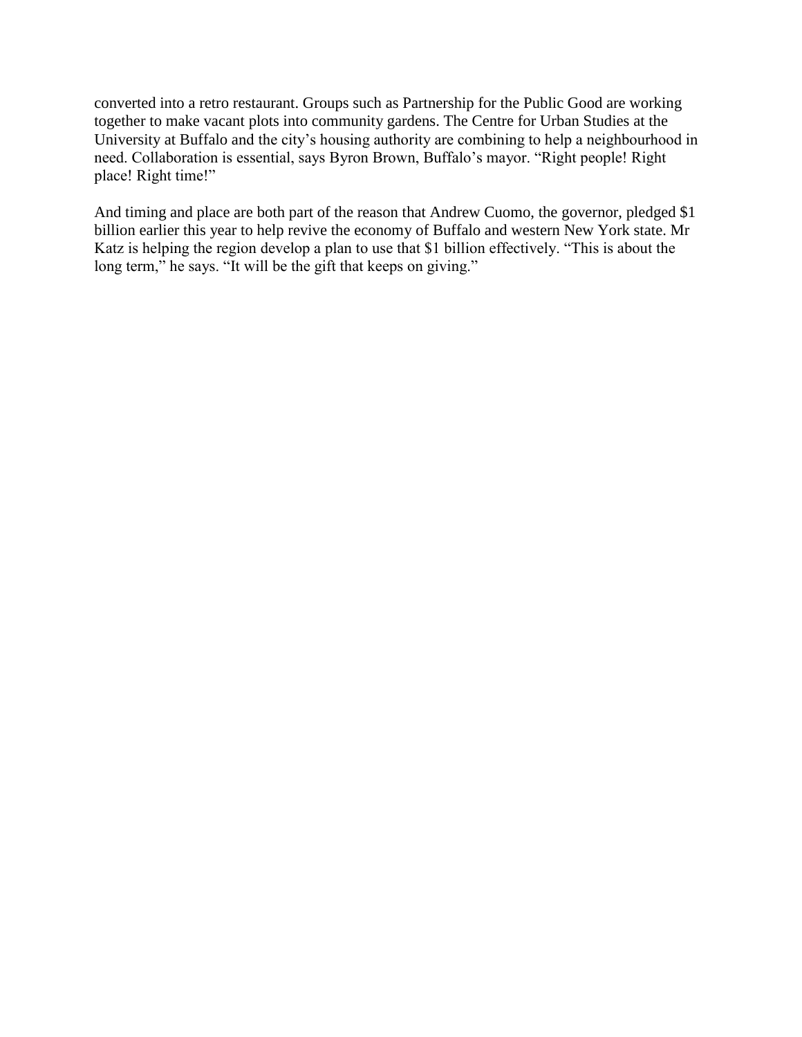converted into a retro restaurant. Groups such as Partnership for the Public Good are working together to make vacant plots into community gardens. The Centre for Urban Studies at the University at Buffalo and the city's housing authority are combining to help a neighbourhood in need. Collaboration is essential, says Byron Brown, Buffalo's mayor. "Right people! Right place! Right time!"

And timing and place are both part of the reason that Andrew Cuomo, the governor, pledged $1 billion earlier this year to help revive the economy of Buffalo and western New York state. Mr Katz is helping the region develop a plan to use that $1 billion effectively. "This is about the long term," he says. "It will be the gift that keeps on giving."